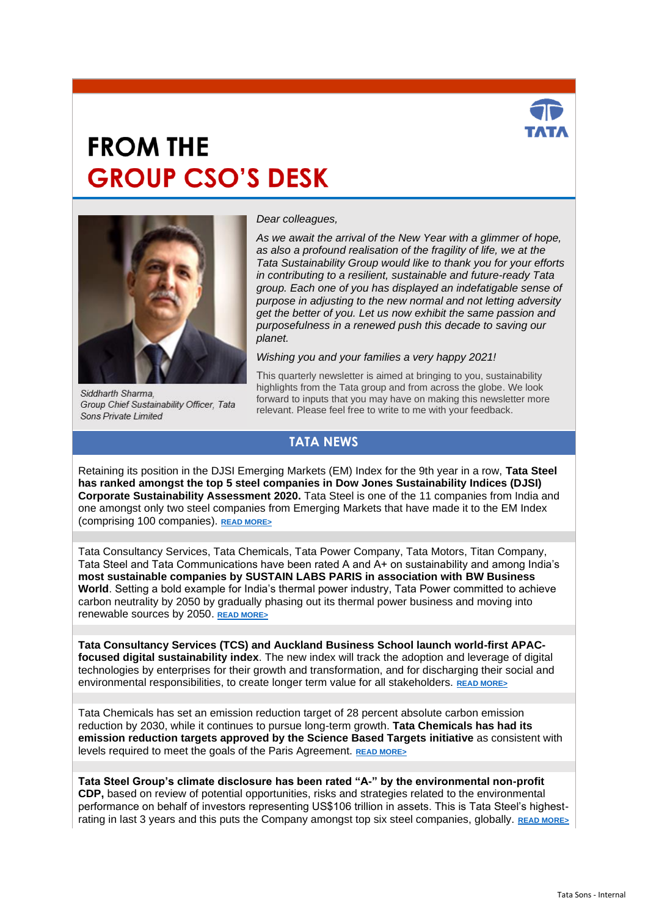# FROM THE
# GROUP CSO'S DESK

*Siddharth Sharma,*
*Group Chief Sustainability Officer, Tata Sons Private Limited*

*Dear colleagues,*

*As we await the arrival of the New Year with a glimmer of hope, as also a profound realisation of the fragility of life, we at the Tata Sustainability Group would like to thank you for your efforts in contributing to a resilient, sustainable and future-ready Tata group. Each one of you has displayed an indefatigable sense of purpose in adjusting to the new normal and not letting adversity get the better of you. Let us now exhibit the same passion and purposefulness in a renewed push this decade to saving our planet.*

*Wishing you and your families a very happy 2021!*

This quarterly newsletter is aimed at bringing to you, sustainability highlights from the Tata group and from across the globe. We look forward to inputs that you may have on making this newsletter more relevant. Please feel free to write to me with your feedback.

## TATA NEWS

Retaining its position in the DJSI Emerging Markets (EM) Index for the 9th year in a row, **Tata Steel has ranked amongst the top 5 steel companies in Dow Jones Sustainability Indices (DJSI) Corporate Sustainability Assessment 2020.** Tata Steel is one of the 11 companies from India and one amongst only two steel companies from Emerging Markets that have made it to the EM Index (comprising 100 companies). READ MORE>

Tata Consultancy Services, Tata Chemicals, Tata Power Company, Tata Motors, Titan Company, Tata Steel and Tata Communications have been rated A and A+ on sustainability and among India's **most sustainable companies by SUSTAIN LABS PARIS in association with BW Business World**. Setting a bold example for India's thermal power industry, Tata Power committed to achieve carbon neutrality by 2050 by gradually phasing out its thermal power business and moving into renewable sources by 2050. READ MORE>

**Tata Consultancy Services (TCS) and Auckland Business School launch world-first APAC-focused digital sustainability index**. The new index will track the adoption and leverage of digital technologies by enterprises for their growth and transformation, and for discharging their social and environmental responsibilities, to create longer term value for all stakeholders. READ MORE>

Tata Chemicals has set an emission reduction target of 28 percent absolute carbon emission reduction by 2030, while it continues to pursue long-term growth. **Tata Chemicals has had its emission reduction targets approved by the Science Based Targets initiative** as consistent with levels required to meet the goals of the Paris Agreement. READ MORE>

**Tata Steel Group's climate disclosure has been rated "A-" by the environmental non-profit CDP,** based on review of potential opportunities, risks and strategies related to the environmental performance on behalf of investors representing US$106 trillion in assets. This is Tata Steel's highest-rating in last 3 years and this puts the Company amongst top six steel companies, globally. READ MORE>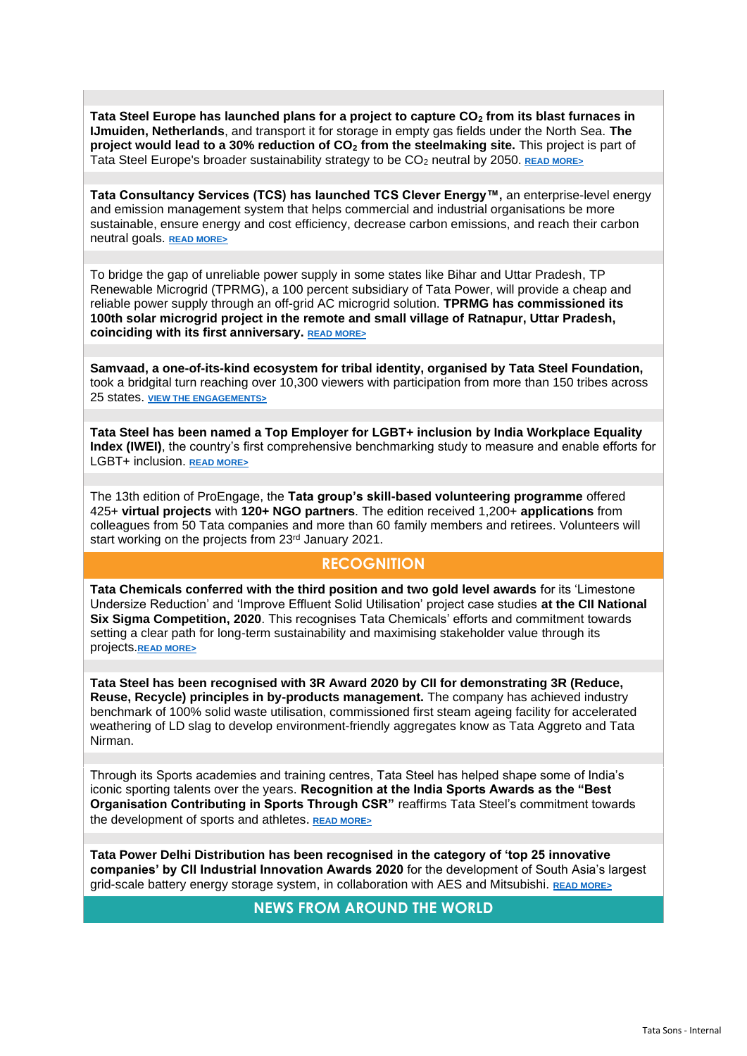**Tata Steel Europe has launched plans for a project to capture $CO_2$ from its blast furnaces in IJmuiden, Netherlands**, and transport it for storage in empty gas fields under the North Sea. **The project would lead to a 30% reduction of $CO_2$ from the steelmaking site.** This project is part of Tata Steel Europe's broader sustainability strategy to be $CO_2$ neutral by 2050. READ MORE>

**Tata Consultancy Services (TCS) has launched TCS Clever Energy™,** an enterprise-level energy and emission management system that helps commercial and industrial organisations be more sustainable, ensure energy and cost efficiency, decrease carbon emissions, and reach their carbon neutral goals. READ MORE>

To bridge the gap of unreliable power supply in some states like Bihar and Uttar Pradesh, TP Renewable Microgrid (TPRMG), a 100 percent subsidiary of Tata Power, will provide a cheap and reliable power supply through an off-grid AC microgrid solution. **TPRMG has commissioned its 100th solar microgrid project in the remote and small village of Ratnapur, Uttar Pradesh, coinciding with its first anniversary.** READ MORE>

**Samvaad, a one-of-its-kind ecosystem for tribal identity, organised by Tata Steel Foundation,** took a bridgital turn reaching over 10,300 viewers with participation from more than 150 tribes across 25 states. VIEW THE ENGAGEMENTS>

**Tata Steel has been named a Top Employer for LGBT+ inclusion by India Workplace Equality Index (IWEI)**, the country's first comprehensive benchmarking study to measure and enable efforts for LGBT+ inclusion. READ MORE>

The 13th edition of ProEngage, the **Tata group's skill-based volunteering programme** offered 425+ **virtual projects** with **120+ NGO partners**. The edition received 1,200+ **applications** from colleagues from 50 Tata companies and more than 60 family members and retirees. Volunteers will start working on the projects from 23rd January 2021.

## RECOGNITION

**Tata Chemicals conferred with the third position and two gold level awards** for its 'Limestone Undersize Reduction' and 'Improve Effluent Solid Utilisation' project case studies **at the CII National Six Sigma Competition, 2020**. This recognises Tata Chemicals' efforts and commitment towards setting a clear path for long-term sustainability and maximising stakeholder value through its projects.READ MORE>

**Tata Steel has been recognised with 3R Award 2020 by CII for demonstrating 3R (Reduce, Reuse, Recycle) principles in by-products management.** The company has achieved industry benchmark of 100% solid waste utilisation, commissioned first steam ageing facility for accelerated weathering of LD slag to develop environment-friendly aggregates know as Tata Aggreto and Tata Nirman.

Through its Sports academies and training centres, Tata Steel has helped shape some of India's iconic sporting talents over the years. **Recognition at the India Sports Awards as the "Best Organisation Contributing in Sports Through CSR"** reaffirms Tata Steel's commitment towards the development of sports and athletes. READ MORE>

**Tata Power Delhi Distribution has been recognised in the category of 'top 25 innovative companies' by CII Industrial Innovation Awards 2020** for the development of South Asia's largest grid-scale battery energy storage system, in collaboration with AES and Mitsubishi. READ MORE>

## NEWS FROM AROUND THE WORLD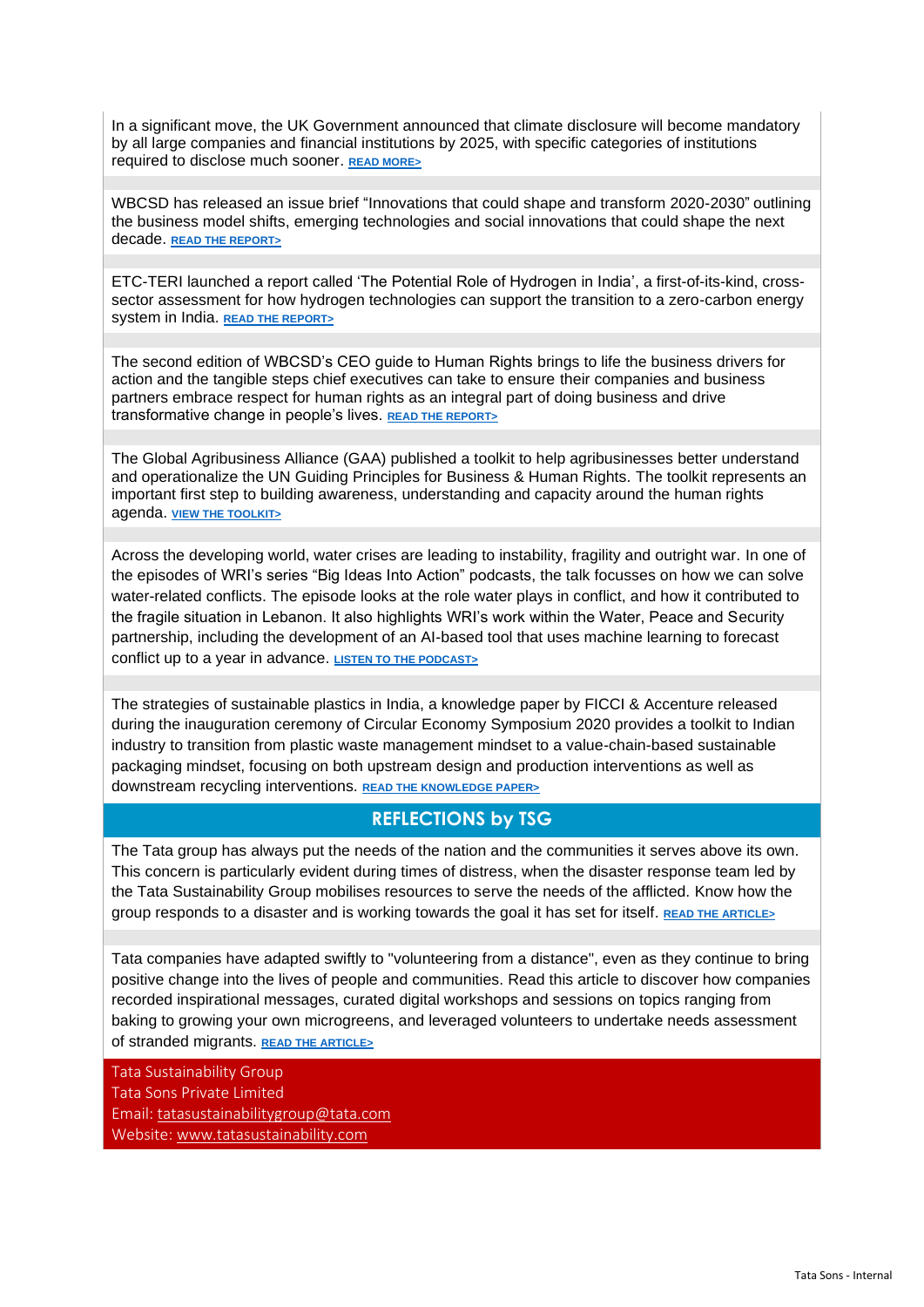In a significant move, the UK Government announced that climate disclosure will become mandatory by all large companies and financial institutions by 2025, with specific categories of institutions required to disclose much sooner. **READ MORE>**

WBCSD has released an issue brief "Innovations that could shape and transform 2020-2030" outlining the business model shifts, emerging technologies and social innovations that could shape the next decade. **READ THE REPORT>**

ETC-TERI launched a report called 'The Potential Role of Hydrogen in India', a first-of-its-kind, cross-sector assessment for how hydrogen technologies can support the transition to a zero-carbon energy system in India. **READ THE REPORT>**

The second edition of WBCSD's CEO guide to Human Rights brings to life the business drivers for action and the tangible steps chief executives can take to ensure their companies and business partners embrace respect for human rights as an integral part of doing business and drive transformative change in people's lives. **READ THE REPORT>**

The Global Agribusiness Alliance (GAA) published a toolkit to help agribusinesses better understand and operationalize the UN Guiding Principles for Business & Human Rights. The toolkit represents an important first step to building awareness, understanding and capacity around the human rights agenda. **VIEW THE TOOLKIT>**

Across the developing world, water crises are leading to instability, fragility and outright war. In one of the episodes of WRI's series "Big Ideas Into Action" podcasts, the talk focusses on how we can solve water-related conflicts. The episode looks at the role water plays in conflict, and how it contributed to the fragile situation in Lebanon. It also highlights WRI's work within the Water, Peace and Security partnership, including the development of an AI-based tool that uses machine learning to forecast conflict up to a year in advance. **LISTEN TO THE PODCAST>**

The strategies of sustainable plastics in India, a knowledge paper by FICCI & Accenture released during the inauguration ceremony of Circular Economy Symposium 2020 provides a toolkit to Indian industry to transition from plastic waste management mindset to a value-chain-based sustainable packaging mindset, focusing on both upstream design and production interventions as well as downstream recycling interventions. **READ THE KNOWLEDGE PAPER>**

## REFLECTIONS by TSG

The Tata group has always put the needs of the nation and the communities it serves above its own. This concern is particularly evident during times of distress, when the disaster response team led by the Tata Sustainability Group mobilises resources to serve the needs of the afflicted. Know how the group responds to a disaster and is working towards the goal it has set for itself. **READ THE ARTICLE>**

Tata companies have adapted swiftly to "volunteering from a distance", even as they continue to bring positive change into the lives of people and communities. Read this article to discover how companies recorded inspirational messages, curated digital workshops and sessions on topics ranging from baking to growing your own microgreens, and leveraged volunteers to undertake needs assessment of stranded migrants. **READ THE ARTICLE>**

Tata Sustainability Group
Tata Sons Private Limited
Email: tatasustainabilitygroup@tata.com
Website: www.tatasustainability.com